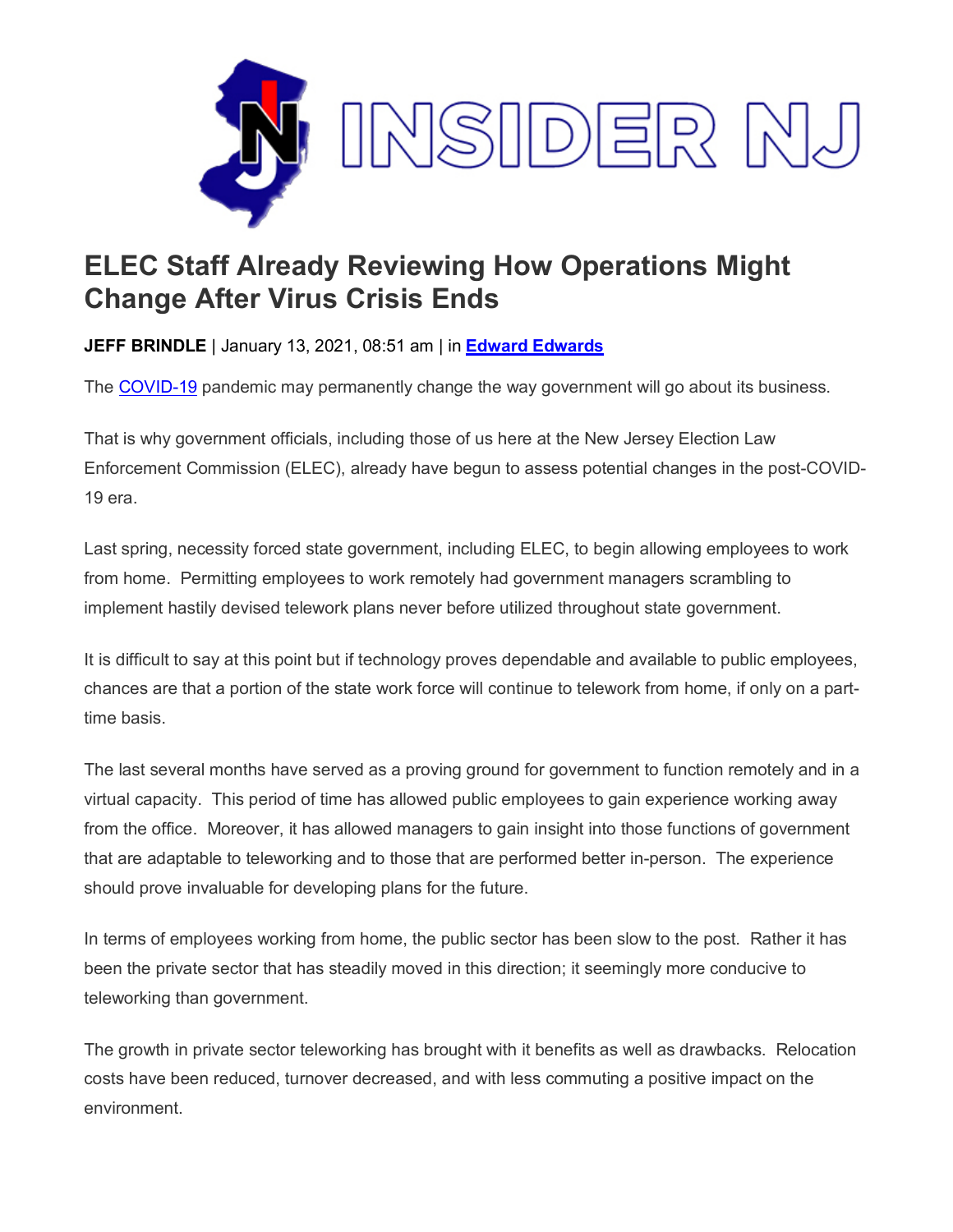# INSIDER NJ

## ELEC Staff Already Reviewing How Operations Might Change After Virus Crisis Ends

**JEFF BRINDLE** | January 13, 2021, 08:51 am | in **Edward Edwards**

The COVID-19 pandemic may permanently change the way government will go about its business.

That is why government officials, including those of us here at the New Jersey Election Law Enforcement Commission (ELEC), already have begun to assess potential changes in the post-COVID-19 era.

Last spring, necessity forced state government, including ELEC, to begin allowing employees to work from home. Permitting employees to work remotely had government managers scrambling to implement hastily devised telework plans never before utilized throughout state government.

It is difficult to say at this point but if technology proves dependable and available to public employees, chances are that a portion of the state work force will continue to telework from home, if only on a part-time basis.

The last several months have served as a proving ground for government to function remotely and in a virtual capacity. This period of time has allowed public employees to gain experience working away from the office. Moreover, it has allowed managers to gain insight into those functions of government that are adaptable to teleworking and to those that are performed better in-person. The experience should prove invaluable for developing plans for the future.

In terms of employees working from home, the public sector has been slow to the post. Rather it has been the private sector that has steadily moved in this direction; it seemingly more conducive to teleworking than government.

The growth in private sector teleworking has brought with it benefits as well as drawbacks. Relocation costs have been reduced, turnover decreased, and with less commuting a positive impact on the environment.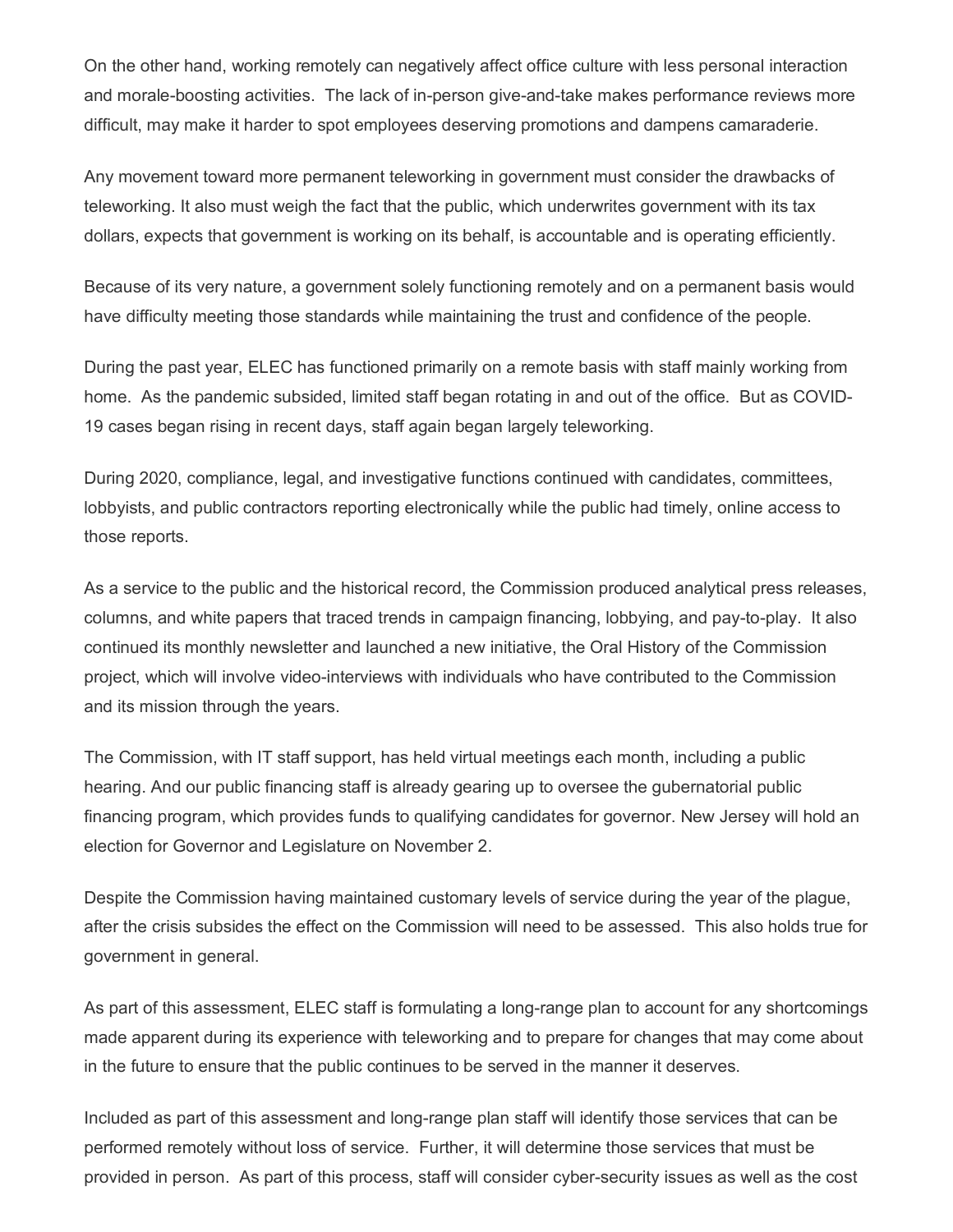On the other hand, working remotely can negatively affect office culture with less personal interaction and morale-boosting activities. The lack of in-person give-and-take makes performance reviews more difficult, may make it harder to spot employees deserving promotions and dampens camaraderie.

Any movement toward more permanent teleworking in government must consider the drawbacks of teleworking. It also must weigh the fact that the public, which underwrites government with its tax dollars, expects that government is working on its behalf, is accountable and is operating efficiently.

Because of its very nature, a government solely functioning remotely and on a permanent basis would have difficulty meeting those standards while maintaining the trust and confidence of the people.

During the past year, ELEC has functioned primarily on a remote basis with staff mainly working from home. As the pandemic subsided, limited staff began rotating in and out of the office. But as COVID-19 cases began rising in recent days, staff again began largely teleworking.

During 2020, compliance, legal, and investigative functions continued with candidates, committees, lobbyists, and public contractors reporting electronically while the public had timely, online access to those reports.

As a service to the public and the historical record, the Commission produced analytical press releases, columns, and white papers that traced trends in campaign financing, lobbying, and pay-to-play. It also continued its monthly newsletter and launched a new initiative, the Oral History of the Commission project, which will involve video-interviews with individuals who have contributed to the Commission and its mission through the years.

The Commission, with IT staff support, has held virtual meetings each month, including a public hearing. And our public financing staff is already gearing up to oversee the gubernatorial public financing program, which provides funds to qualifying candidates for governor. New Jersey will hold an election for Governor and Legislature on November 2.

Despite the Commission having maintained customary levels of service during the year of the plague, after the crisis subsides the effect on the Commission will need to be assessed. This also holds true for government in general.

As part of this assessment, ELEC staff is formulating a long-range plan to account for any shortcomings made apparent during its experience with teleworking and to prepare for changes that may come about in the future to ensure that the public continues to be served in the manner it deserves.

Included as part of this assessment and long-range plan staff will identify those services that can be performed remotely without loss of service. Further, it will determine those services that must be provided in person. As part of this process, staff will consider cyber-security issues as well as the cost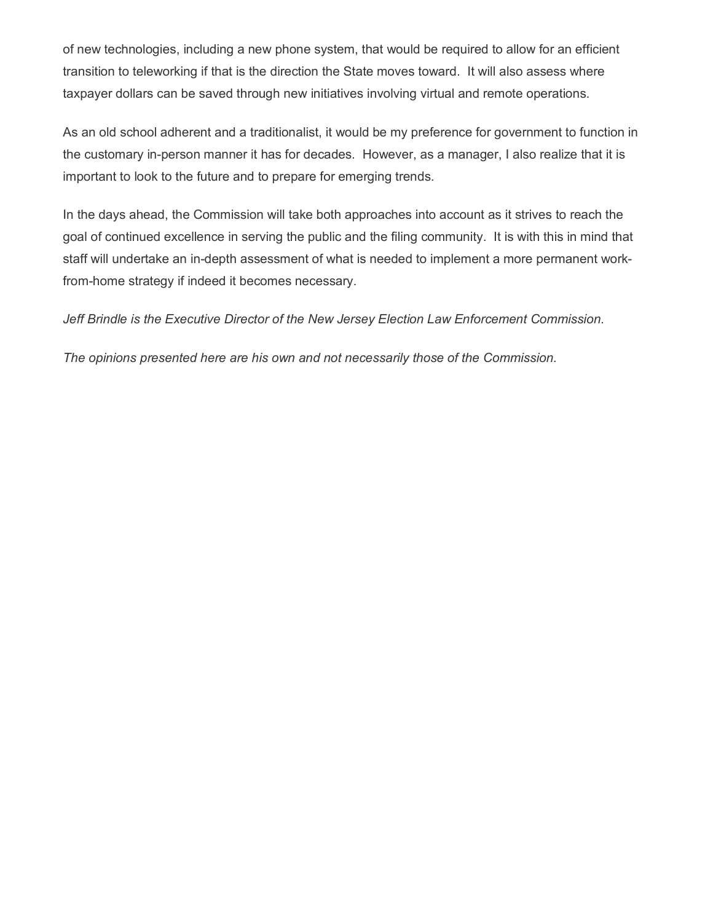of new technologies, including a new phone system, that would be required to allow for an efficient transition to teleworking if that is the direction the State moves toward.  It will also assess where taxpayer dollars can be saved through new initiatives involving virtual and remote operations.

As an old school adherent and a traditionalist, it would be my preference for government to function in the customary in-person manner it has for decades.  However, as a manager, I also realize that it is important to look to the future and to prepare for emerging trends.

In the days ahead, the Commission will take both approaches into account as it strives to reach the goal of continued excellence in serving the public and the filing community.  It is with this in mind that staff will undertake an in-depth assessment of what is needed to implement a more permanent work-from-home strategy if indeed it becomes necessary.

*Jeff Brindle is the Executive Director of the New Jersey Election Law Enforcement Commission.*

*The opinions presented here are his own and not necessarily those of the Commission.*